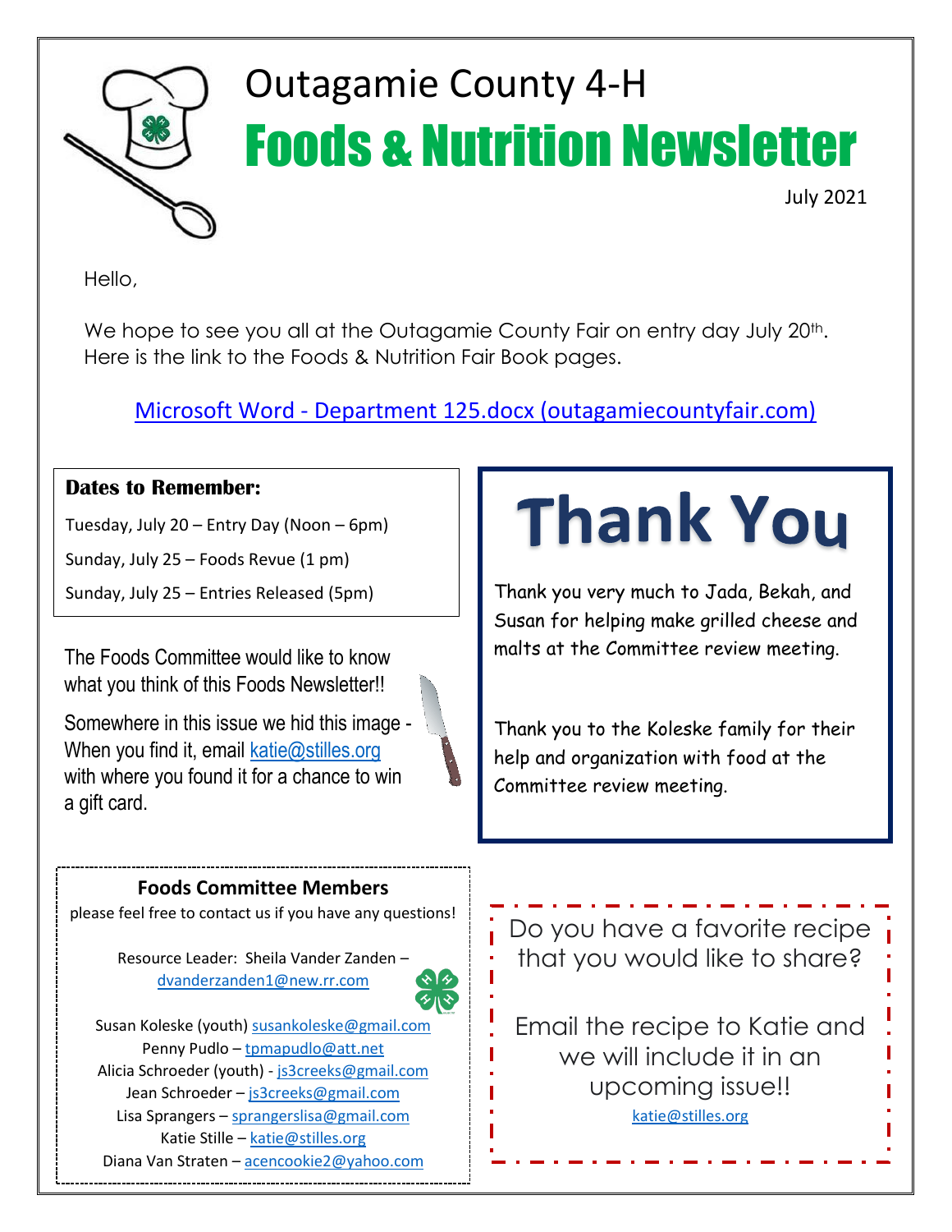# Outagamie County 4-H

# Foods & Nutrition Newsletter

July 2021

Hello,

We hope to see you all at the Outagamie County Fair on entry day July 20th. Here is the link to the Foods & Nutrition Fair Book pages.

[Microsoft Word - Department 125.docx (outagamiecountyfair.com)](outagamiecountyfair.com)

**Dates to Remember:**

Tuesday, July 20 – Entry Day (Noon – 6pm)

Sunday, July 25 – Foods Revue (1 pm)

Sunday, July 25 – Entries Released (5pm)

The Foods Committee would like to know what you think of this Foods Newsletter!!

Somewhere in this issue we hid this image - When you find it, email katie@stilles.org with where you found it for a chance to win a gift card.

## Thank You

Thank you very much to Jada, Bekah, and Susan for helping make grilled cheese and malts at the Committee review meeting.

Thank you to the Koleske family for their help and organization with food at the Committee review meeting.

**Foods Committee Members**

please feel free to contact us if you have any questions!

Resource Leader: Sheila Vander Zanden – dvanderzanden1@new.rr.com

Susan Koleske (youth) susankoleske@gmail.com

Penny Pudlo – tpmapudlo@att.net

Alicia Schroeder (youth) - js3creeks@gmail.com

Jean Schroeder – js3creeks@gmail.com

Lisa Sprangers – sprangerslisa@gmail.com

Katie Stille – katie@stilles.org

Diana Van Straten – acencookie2@yahoo.com

Do you have a favorite recipe that you would like to share?

Email the recipe to Katie and we will include it in an upcoming issue!!

katie@stilles.org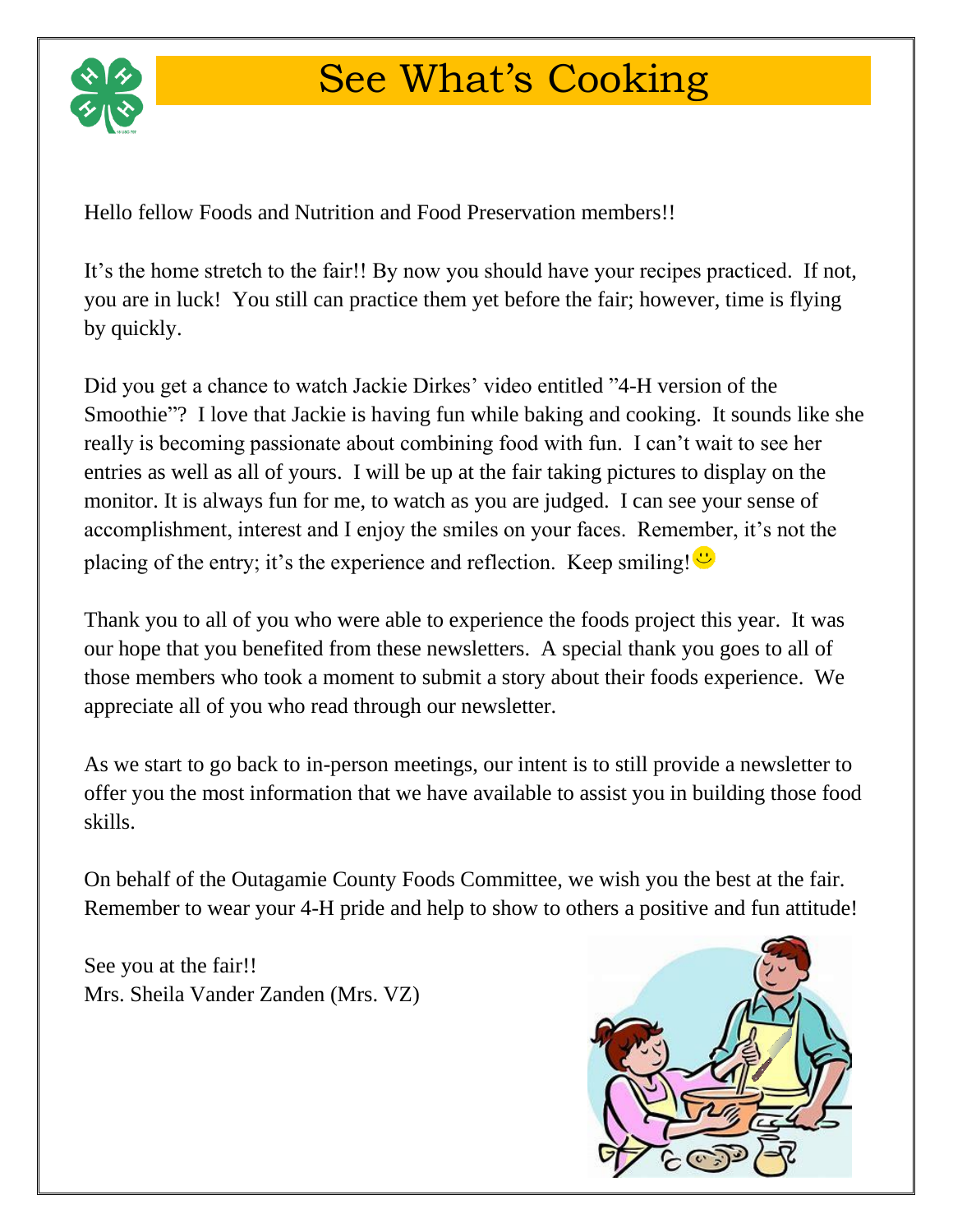# See What's Cooking

Hello fellow Foods and Nutrition and Food Preservation members!!

It's the home stretch to the fair!! By now you should have your recipes practiced. If not, you are in luck! You still can practice them yet before the fair; however, time is flying by quickly.

Did you get a chance to watch Jackie Dirkes' video entitled "4-H version of the Smoothie"? I love that Jackie is having fun while baking and cooking. It sounds like she really is becoming passionate about combining food with fun. I can't wait to see her entries as well as all of yours. I will be up at the fair taking pictures to display on the monitor. It is always fun for me, to watch as you are judged. I can see your sense of accomplishment, interest and I enjoy the smiles on your faces. Remember, it's not the placing of the entry; it's the experience and reflection. Keep smiling! ☺

Thank you to all of you who were able to experience the foods project this year. It was our hope that you benefited from these newsletters. A special thank you goes to all of those members who took a moment to submit a story about their foods experience. We appreciate all of you who read through our newsletter.

As we start to go back to in-person meetings, our intent is to still provide a newsletter to offer you the most information that we have available to assist you in building those food skills.

On behalf of the Outagamie County Foods Committee, we wish you the best at the fair. Remember to wear your 4-H pride and help to show to others a positive and fun attitude!

See you at the fair!!
Mrs. Sheila Vander Zanden (Mrs. VZ)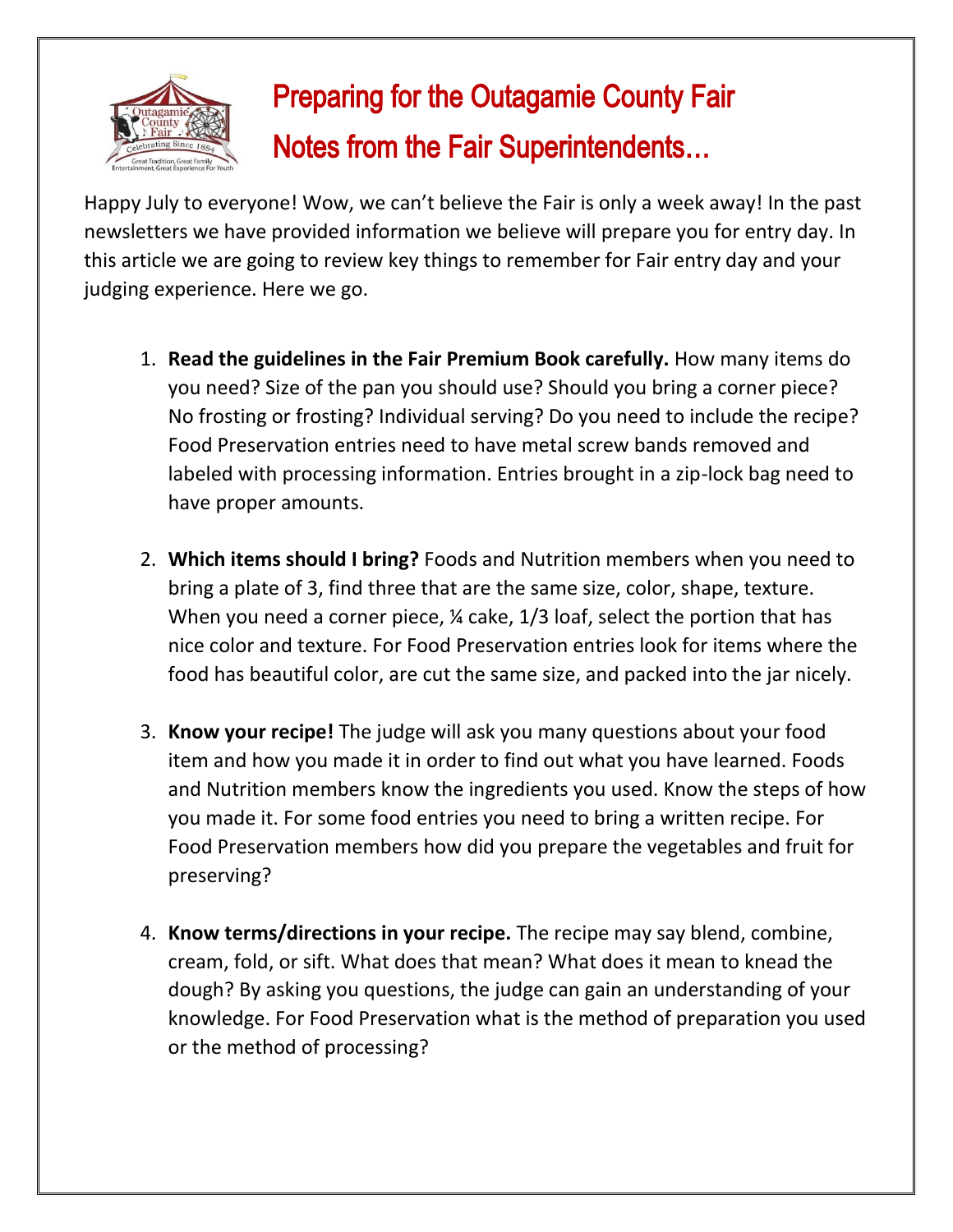# Preparing for the Outagamie County Fair

## Notes from the Fair Superintendents…

Happy July to everyone! Wow, we can't believe the Fair is only a week away! In the past newsletters we have provided information we believe will prepare you for entry day. In this article we are going to review key things to remember for Fair entry day and your judging experience. Here we go.

1. **Read the guidelines in the Fair Premium Book carefully.** How many items do you need? Size of the pan you should use? Should you bring a corner piece? No frosting or frosting? Individual serving? Do you need to include the recipe? Food Preservation entries need to have metal screw bands removed and labeled with processing information. Entries brought in a zip-lock bag need to have proper amounts.

2. **Which items should I bring?** Foods and Nutrition members when you need to bring a plate of 3, find three that are the same size, color, shape, texture. When you need a corner piece, ¼ cake, 1/3 loaf, select the portion that has nice color and texture. For Food Preservation entries look for items where the food has beautiful color, are cut the same size, and packed into the jar nicely.

3. **Know your recipe!** The judge will ask you many questions about your food item and how you made it in order to find out what you have learned. Foods and Nutrition members know the ingredients you used. Know the steps of how you made it. For some food entries you need to bring a written recipe. For Food Preservation members how did you prepare the vegetables and fruit for preserving?

4. **Know terms/directions in your recipe.** The recipe may say blend, combine, cream, fold, or sift. What does that mean? What does it mean to knead the dough? By asking you questions, the judge can gain an understanding of your knowledge. For Food Preservation what is the method of preparation you used or the method of processing?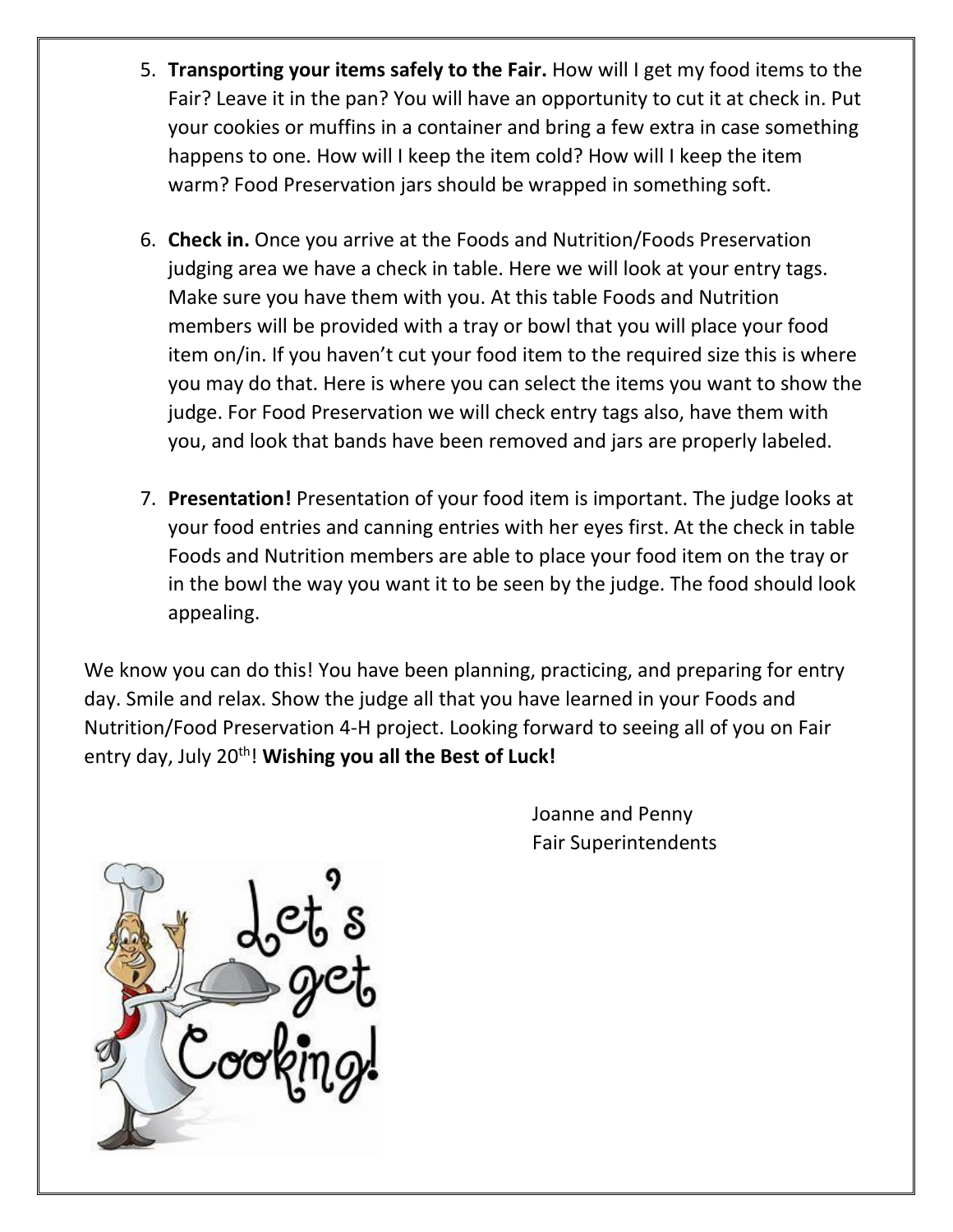5. **Transporting your items safely to the Fair.** How will I get my food items to the Fair? Leave it in the pan? You will have an opportunity to cut it at check in. Put your cookies or muffins in a container and bring a few extra in case something happens to one. How will I keep the item cold? How will I keep the item warm? Food Preservation jars should be wrapped in something soft.

6. **Check in.** Once you arrive at the Foods and Nutrition/Foods Preservation judging area we have a check in table. Here we will look at your entry tags. Make sure you have them with you. At this table Foods and Nutrition members will be provided with a tray or bowl that you will place your food item on/in. If you haven't cut your food item to the required size this is where you may do that. Here is where you can select the items you want to show the judge. For Food Preservation we will check entry tags also, have them with you, and look that bands have been removed and jars are properly labeled.

7. **Presentation!** Presentation of your food item is important. The judge looks at your food entries and canning entries with her eyes first. At the check in table Foods and Nutrition members are able to place your food item on the tray or in the bowl the way you want it to be seen by the judge. The food should look appealing.

We know you can do this! You have been planning, practicing, and preparing for entry day. Smile and relax. Show the judge all that you have learned in your Foods and Nutrition/Food Preservation 4-H project. Looking forward to seeing all of you on Fair entry day, July 20th! **Wishing you all the Best of Luck!**

Joanne and Penny
Fair Superintendents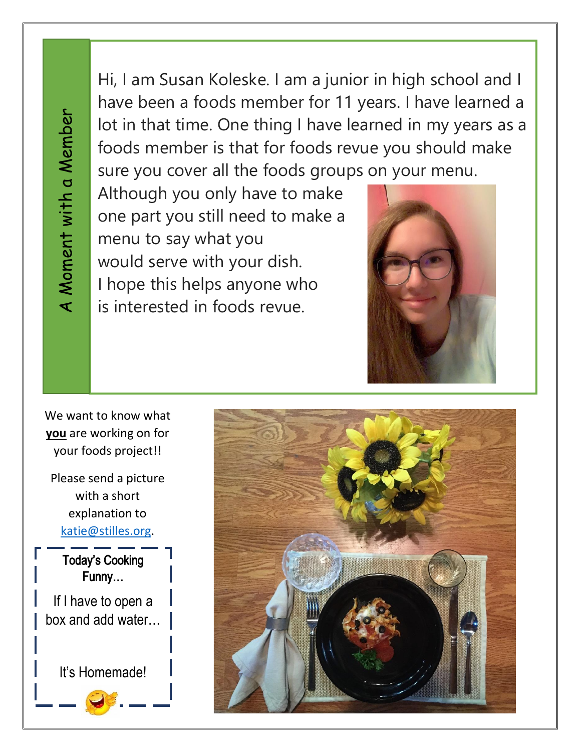## A Moment with a Member

Hi, I am Susan Koleske. I am a junior in high school and I have been a foods member for 11 years. I have learned a lot in that time. One thing I have learned in my years as a foods member is that for foods revue you should make sure you cover all the foods groups on your menu. Although you only have to make one part you still need to make a menu to say what you would serve with your dish. I hope this helps anyone who is interested in foods revue.

We want to know what **you** are working on for your foods project!!

Please send a picture with a short explanation to [katie@stilles.org](mailto:katie@stilles.org).

**Today's Cooking Funny…**

If I have to open a box and add water…

It's Homemade!